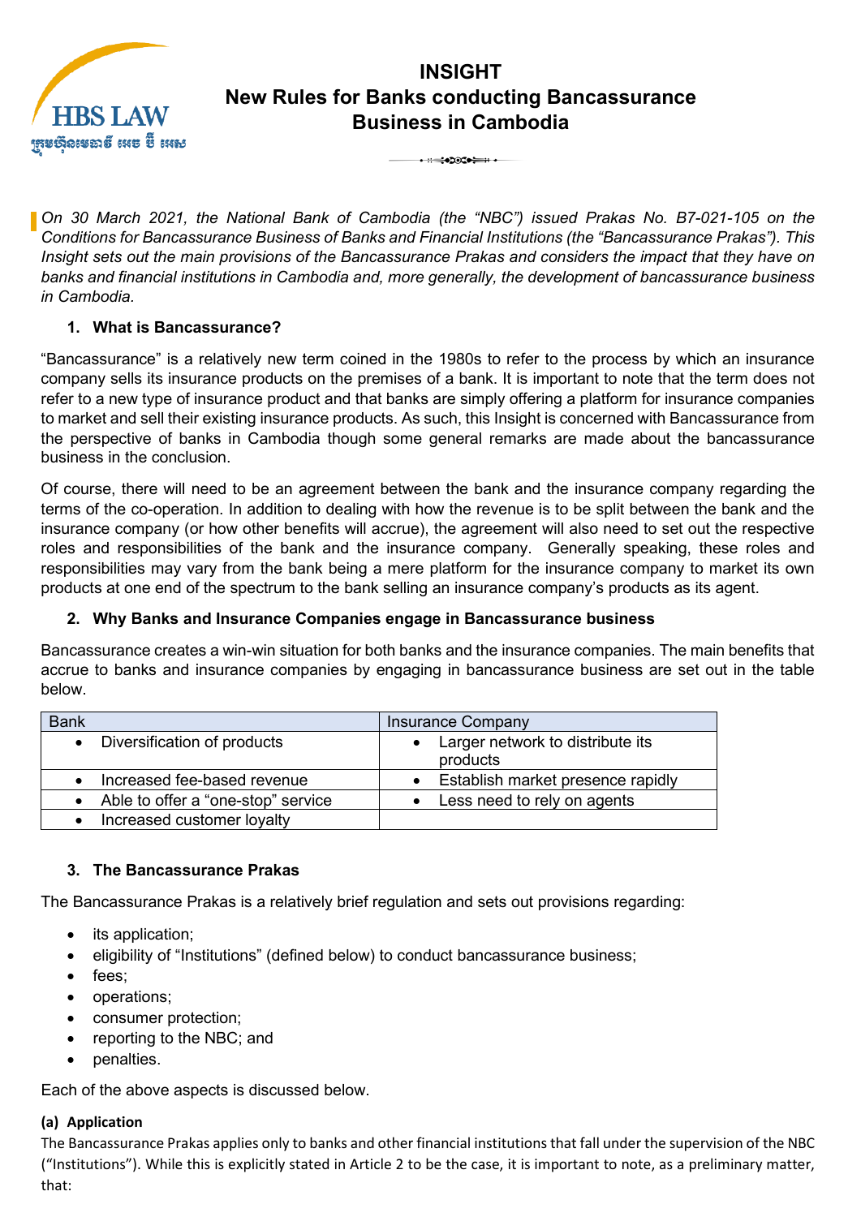# INSIGHT
# New Rules for Banks conducting Bancassurance Business in Cambodia

*On 30 March 2021, the National Bank of Cambodia (the "NBC") issued Prakas No. B7-021-105 on the Conditions for Bancassurance Business of Banks and Financial Institutions (the "Bancassurance Prakas"). This Insight sets out the main provisions of the Bancassurance Prakas and considers the impact that they have on banks and financial institutions in Cambodia and, more generally, the development of bancassurance business in Cambodia.*

## 1. What is Bancassurance?

"Bancassurance" is a relatively new term coined in the 1980s to refer to the process by which an insurance company sells its insurance products on the premises of a bank. It is important to note that the term does not refer to a new type of insurance product and that banks are simply offering a platform for insurance companies to market and sell their existing insurance products. As such, this Insight is concerned with Bancassurance from the perspective of banks in Cambodia though some general remarks are made about the bancassurance business in the conclusion.

Of course, there will need to be an agreement between the bank and the insurance company regarding the terms of the co-operation. In addition to dealing with how the revenue is to be split between the bank and the insurance company (or how other benefits will accrue), the agreement will also need to set out the respective roles and responsibilities of the bank and the insurance company. Generally speaking, these roles and responsibilities may vary from the bank being a mere platform for the insurance company to market its own products at one end of the spectrum to the bank selling an insurance company's products as its agent.

## 2. Why Banks and Insurance Companies engage in Bancassurance business

Bancassurance creates a win-win situation for both banks and the insurance companies. The main benefits that accrue to banks and insurance companies by engaging in bancassurance business are set out in the table below.

| Bank | Insurance Company |
|---|---|
| • Diversification of products | • Larger network to distribute its products |
| • Increased fee-based revenue | • Establish market presence rapidly |
| • Able to offer a "one-stop" service | • Less need to rely on agents |
| • Increased customer loyalty | |

## 3. The Bancassurance Prakas

The Bancassurance Prakas is a relatively brief regulation and sets out provisions regarding:

- its application;
- eligibility of "Institutions" (defined below) to conduct bancassurance business;
- fees;
- operations;
- consumer protection;
- reporting to the NBC; and
- penalties.

Each of the above aspects is discussed below.

### (a) Application

The Bancassurance Prakas applies only to banks and other financial institutions that fall under the supervision of the NBC ("Institutions"). While this is explicitly stated in Article 2 to be the case, it is important to note, as a preliminary matter, that: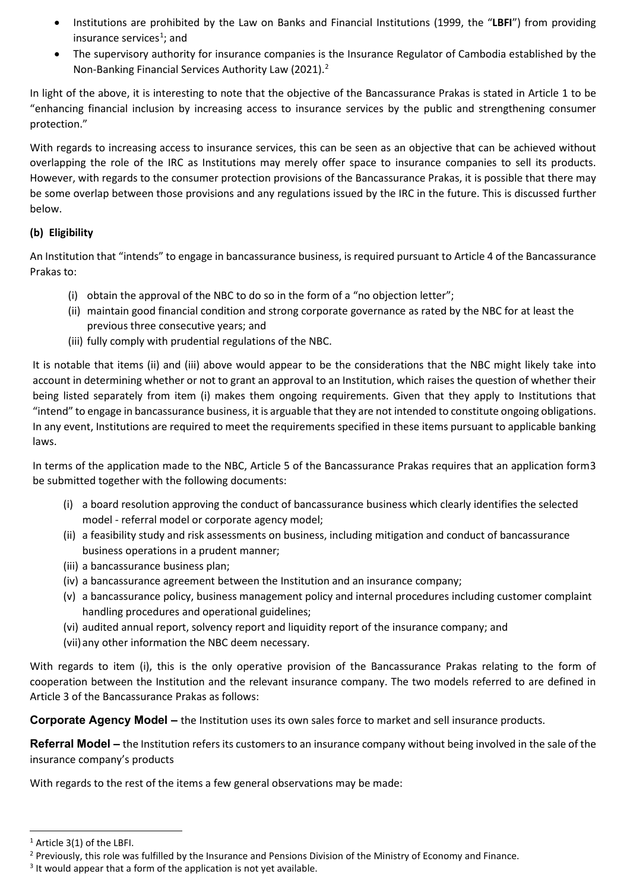- Institutions are prohibited by the Law on Banks and Financial Institutions (1999, the "**LBFI**") from providing insurance services[1]; and
- The supervisory authority for insurance companies is the Insurance Regulator of Cambodia established by the Non-Banking Financial Services Authority Law (2021).[2]

In light of the above, it is interesting to note that the objective of the Bancassurance Prakas is stated in Article 1 to be "enhancing financial inclusion by increasing access to insurance services by the public and strengthening consumer protection."

With regards to increasing access to insurance services, this can be seen as an objective that can be achieved without overlapping the role of the IRC as Institutions may merely offer space to insurance companies to sell its products. However, with regards to the consumer protection provisions of the Bancassurance Prakas, it is possible that there may be some overlap between those provisions and any regulations issued by the IRC in the future. This is discussed further below.

**(b) Eligibility**

An Institution that "intends" to engage in bancassurance business, is required pursuant to Article 4 of the Bancassurance Prakas to:

(i) obtain the approval of the NBC to do so in the form of a "no objection letter";
(ii) maintain good financial condition and strong corporate governance as rated by the NBC for at least the previous three consecutive years; and
(iii) fully comply with prudential regulations of the NBC.

It is notable that items (ii) and (iii) above would appear to be the considerations that the NBC might likely take into account in determining whether or not to grant an approval to an Institution, which raises the question of whether their being listed separately from item (i) makes them ongoing requirements. Given that they apply to Institutions that "intend" to engage in bancassurance business, it is arguable that they are not intended to constitute ongoing obligations. In any event, Institutions are required to meet the requirements specified in these items pursuant to applicable banking laws.

In terms of the application made to the NBC, Article 5 of the Bancassurance Prakas requires that an application form[3] be submitted together with the following documents:

(i) a board resolution approving the conduct of bancassurance business which clearly identifies the selected model - referral model or corporate agency model;
(ii) a feasibility study and risk assessments on business, including mitigation and conduct of bancassurance business operations in a prudent manner;
(iii) a bancassurance business plan;
(iv) a bancassurance agreement between the Institution and an insurance company;
(v) a bancassurance policy, business management policy and internal procedures including customer complaint handling procedures and operational guidelines;
(vi) audited annual report, solvency report and liquidity report of the insurance company; and
(vii) any other information the NBC deem necessary.

With regards to item (i), this is the only operative provision of the Bancassurance Prakas relating to the form of cooperation between the Institution and the relevant insurance company. The two models referred to are defined in Article 3 of the Bancassurance Prakas as follows:

**Corporate Agency Model –** the Institution uses its own sales force to market and sell insurance products.

**Referral Model –** the Institution refers its customers to an insurance company without being involved in the sale of the insurance company's products

With regards to the rest of the items a few general observations may be made:

---

[1] Article 3(1) of the LBFI.

[2] Previously, this role was fulfilled by the Insurance and Pensions Division of the Ministry of Economy and Finance.

[3] It would appear that a form of the application is not yet available.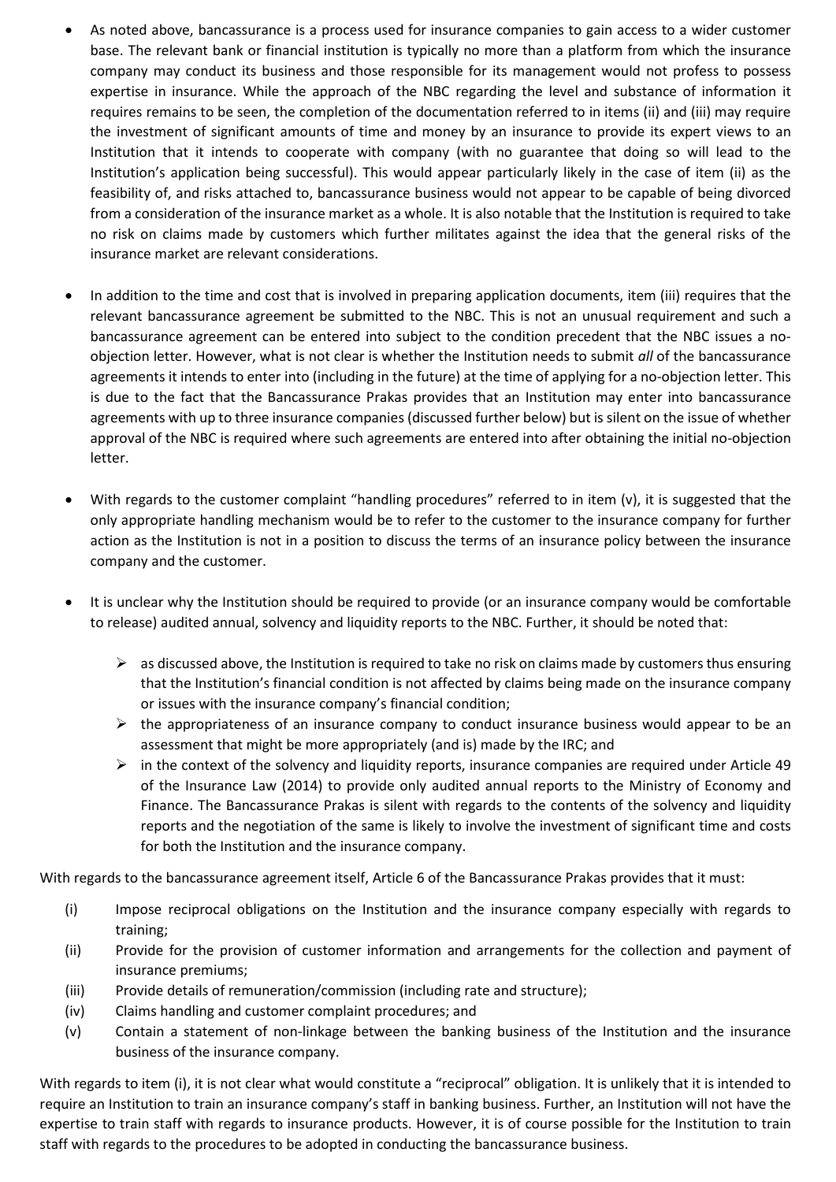- As noted above, bancassurance is a process used for insurance companies to gain access to a wider customer base. The relevant bank or financial institution is typically no more than a platform from which the insurance company may conduct its business and those responsible for its management would not profess to possess expertise in insurance. While the approach of the NBC regarding the level and substance of information it requires remains to be seen, the completion of the documentation referred to in items (ii) and (iii) may require the investment of significant amounts of time and money by an insurance to provide its expert views to an Institution that it intends to cooperate with company (with no guarantee that doing so will lead to the Institution's application being successful). This would appear particularly likely in the case of item (ii) as the feasibility of, and risks attached to, bancassurance business would not appear to be capable of being divorced from a consideration of the insurance market as a whole. It is also notable that the Institution is required to take no risk on claims made by customers which further militates against the idea that the general risks of the insurance market are relevant considerations.

- In addition to the time and cost that is involved in preparing application documents, item (iii) requires that the relevant bancassurance agreement be submitted to the NBC. This is not an unusual requirement and such a bancassurance agreement can be entered into subject to the condition precedent that the NBC issues a no-objection letter. However, what is not clear is whether the Institution needs to submit *all* of the bancassurance agreements it intends to enter into (including in the future) at the time of applying for a no-objection letter. This is due to the fact that the Bancassurance Prakas provides that an Institution may enter into bancassurance agreements with up to three insurance companies (discussed further below) but is silent on the issue of whether approval of the NBC is required where such agreements are entered into after obtaining the initial no-objection letter.

- With regards to the customer complaint "handling procedures" referred to in item (v), it is suggested that the only appropriate handling mechanism would be to refer to the customer to the insurance company for further action as the Institution is not in a position to discuss the terms of an insurance policy between the insurance company and the customer.

- It is unclear why the Institution should be required to provide (or an insurance company would be comfortable to release) audited annual, solvency and liquidity reports to the NBC. Further, it should be noted that:

  - as discussed above, the Institution is required to take no risk on claims made by customers thus ensuring that the Institution's financial condition is not affected by claims being made on the insurance company or issues with the insurance company's financial condition;
  - the appropriateness of an insurance company to conduct insurance business would appear to be an assessment that might be more appropriately (and is) made by the IRC; and
  - in the context of the solvency and liquidity reports, insurance companies are required under Article 49 of the Insurance Law (2014) to provide only audited annual reports to the Ministry of Economy and Finance. The Bancassurance Prakas is silent with regards to the contents of the solvency and liquidity reports and the negotiation of the same is likely to involve the investment of significant time and costs for both the Institution and the insurance company.

With regards to the bancassurance agreement itself, Article 6 of the Bancassurance Prakas provides that it must:

(i) Impose reciprocal obligations on the Institution and the insurance company especially with regards to training;

(ii) Provide for the provision of customer information and arrangements for the collection and payment of insurance premiums;

(iii) Provide details of remuneration/commission (including rate and structure);

(iv) Claims handling and customer complaint procedures; and

(v) Contain a statement of non-linkage between the banking business of the Institution and the insurance business of the insurance company.

With regards to item (i), it is not clear what would constitute a "reciprocal" obligation. It is unlikely that it is intended to require an Institution to train an insurance company's staff in banking business. Further, an Institution will not have the expertise to train staff with regards to insurance products. However, it is of course possible for the Institution to train staff with regards to the procedures to be adopted in conducting the bancassurance business.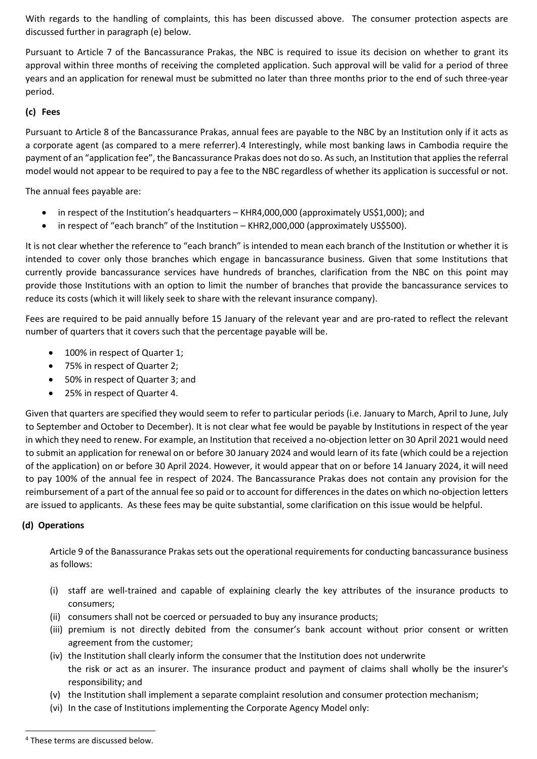With regards to the handling of complaints, this has been discussed above. The consumer protection aspects are discussed further in paragraph (e) below.

Pursuant to Article 7 of the Bancassurance Prakas, the NBC is required to issue its decision on whether to grant its approval within three months of receiving the completed application. Such approval will be valid for a period of three years and an application for renewal must be submitted no later than three months prior to the end of such three-year period.

**(c) Fees**

Pursuant to Article 8 of the Bancassurance Prakas, annual fees are payable to the NBC by an Institution only if it acts as a corporate agent (as compared to a mere referrer).[4] Interestingly, while most banking laws in Cambodia require the payment of an "application fee", the Bancassurance Prakas does not do so. As such, an Institution that applies the referral model would not appear to be required to pay a fee to the NBC regardless of whether its application is successful or not.

The annual fees payable are:

- in respect of the Institution's headquarters – KHR4,000,000 (approximately US$1,000); and
- in respect of "each branch" of the Institution – KHR2,000,000 (approximately US$500).

It is not clear whether the reference to "each branch" is intended to mean each branch of the Institution or whether it is intended to cover only those branches which engage in bancassurance business. Given that some Institutions that currently provide bancassurance services have hundreds of branches, clarification from the NBC on this point may provide those Institutions with an option to limit the number of branches that provide the bancassurance services to reduce its costs (which it will likely seek to share with the relevant insurance company).

Fees are required to be paid annually before 15 January of the relevant year and are pro-rated to reflect the relevant number of quarters that it covers such that the percentage payable will be.

- 100% in respect of Quarter 1;
- 75% in respect of Quarter 2;
- 50% in respect of Quarter 3; and
- 25% in respect of Quarter 4.

Given that quarters are specified they would seem to refer to particular periods (i.e. January to March, April to June, July to September and October to December). It is not clear what fee would be payable by Institutions in respect of the year in which they need to renew. For example, an Institution that received a no-objection letter on 30 April 2021 would need to submit an application for renewal on or before 30 January 2024 and would learn of its fate (which could be a rejection of the application) on or before 30 April 2024. However, it would appear that on or before 14 January 2024, it will need to pay 100% of the annual fee in respect of 2024. The Bancassurance Prakas does not contain any provision for the reimbursement of a part of the annual fee so paid or to account for differences in the dates on which no-objection letters are issued to applicants. As these fees may be quite substantial, some clarification on this issue would be helpful.

**(d) Operations**

Article 9 of the Banassurance Prakas sets out the operational requirements for conducting bancassurance business as follows:

(i) staff are well-trained and capable of explaining clearly the key attributes of the insurance products to consumers;
(ii) consumers shall not be coerced or persuaded to buy any insurance products;
(iii) premium is not directly debited from the consumer's bank account without prior consent or written agreement from the customer;
(iv) the Institution shall clearly inform the consumer that the Institution does not underwrite the risk or act as an insurer. The insurance product and payment of claims shall wholly be the insurer's responsibility; and
(v) the Institution shall implement a separate complaint resolution and consumer protection mechanism;
(vi) In the case of Institutions implementing the Corporate Agency Model only:

[4] These terms are discussed below.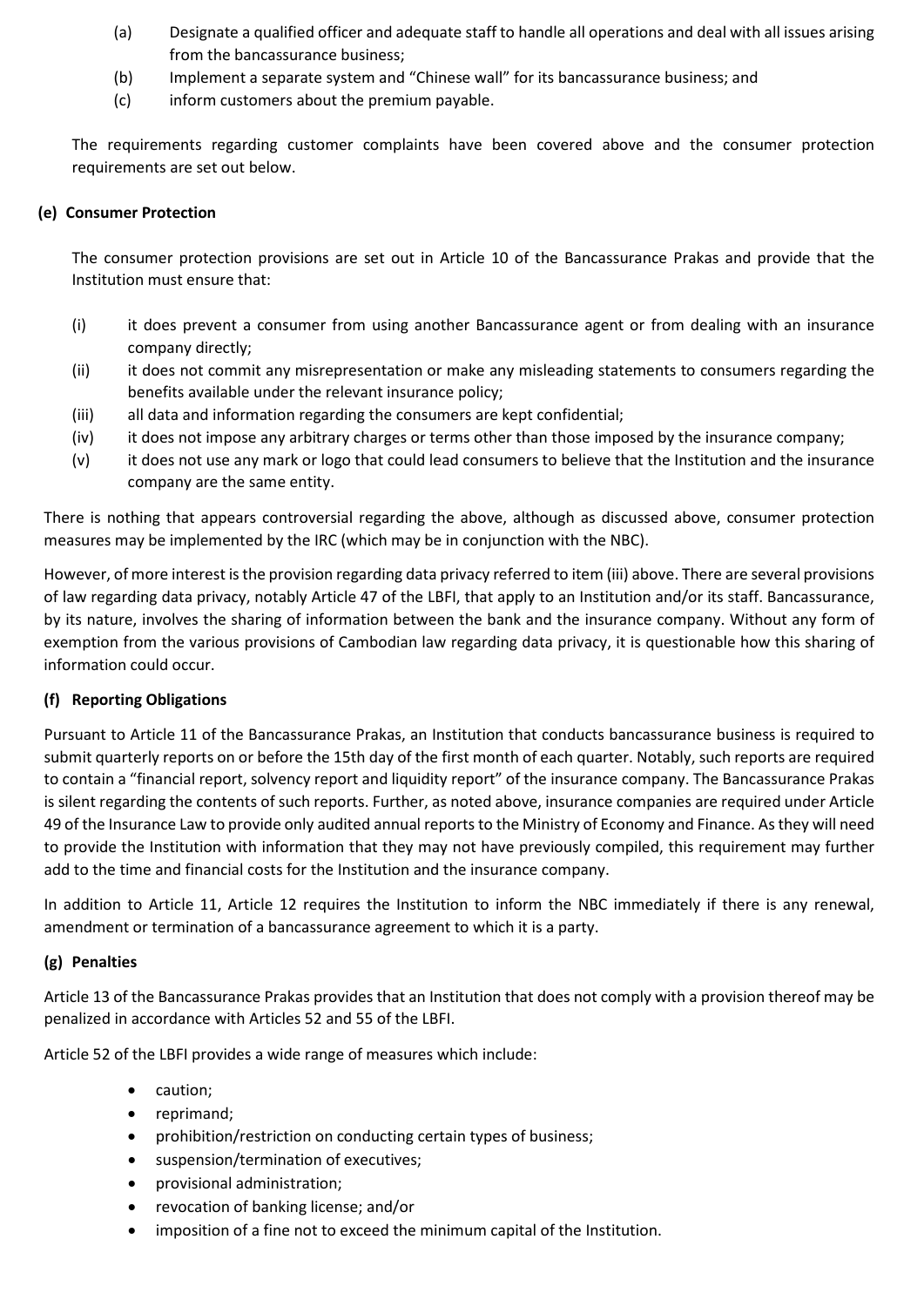(a) Designate a qualified officer and adequate staff to handle all operations and deal with all issues arising from the bancassurance business;

(b) Implement a separate system and "Chinese wall" for its bancassurance business; and

(c) inform customers about the premium payable.

The requirements regarding customer complaints have been covered above and the consumer protection requirements are set out below.

**(e) Consumer Protection**

The consumer protection provisions are set out in Article 10 of the Bancassurance Prakas and provide that the Institution must ensure that:

(i) it does prevent a consumer from using another Bancassurance agent or from dealing with an insurance company directly;

(ii) it does not commit any misrepresentation or make any misleading statements to consumers regarding the benefits available under the relevant insurance policy;

(iii) all data and information regarding the consumers are kept confidential;

(iv) it does not impose any arbitrary charges or terms other than those imposed by the insurance company;

(v) it does not use any mark or logo that could lead consumers to believe that the Institution and the insurance company are the same entity.

There is nothing that appears controversial regarding the above, although as discussed above, consumer protection measures may be implemented by the IRC (which may be in conjunction with the NBC).

However, of more interest is the provision regarding data privacy referred to item (iii) above. There are several provisions of law regarding data privacy, notably Article 47 of the LBFI, that apply to an Institution and/or its staff. Bancassurance, by its nature, involves the sharing of information between the bank and the insurance company. Without any form of exemption from the various provisions of Cambodian law regarding data privacy, it is questionable how this sharing of information could occur.

**(f) Reporting Obligations**

Pursuant to Article 11 of the Bancassurance Prakas, an Institution that conducts bancassurance business is required to submit quarterly reports on or before the 15th day of the first month of each quarter. Notably, such reports are required to contain a "financial report, solvency report and liquidity report" of the insurance company. The Bancassurance Prakas is silent regarding the contents of such reports. Further, as noted above, insurance companies are required under Article 49 of the Insurance Law to provide only audited annual reports to the Ministry of Economy and Finance. As they will need to provide the Institution with information that they may not have previously compiled, this requirement may further add to the time and financial costs for the Institution and the insurance company.

In addition to Article 11, Article 12 requires the Institution to inform the NBC immediately if there is any renewal, amendment or termination of a bancassurance agreement to which it is a party.

**(g) Penalties**

Article 13 of the Bancassurance Prakas provides that an Institution that does not comply with a provision thereof may be penalized in accordance with Articles 52 and 55 of the LBFI.

Article 52 of the LBFI provides a wide range of measures which include:

- caution;
- reprimand;
- prohibition/restriction on conducting certain types of business;
- suspension/termination of executives;
- provisional administration;
- revocation of banking license; and/or
- imposition of a fine not to exceed the minimum capital of the Institution.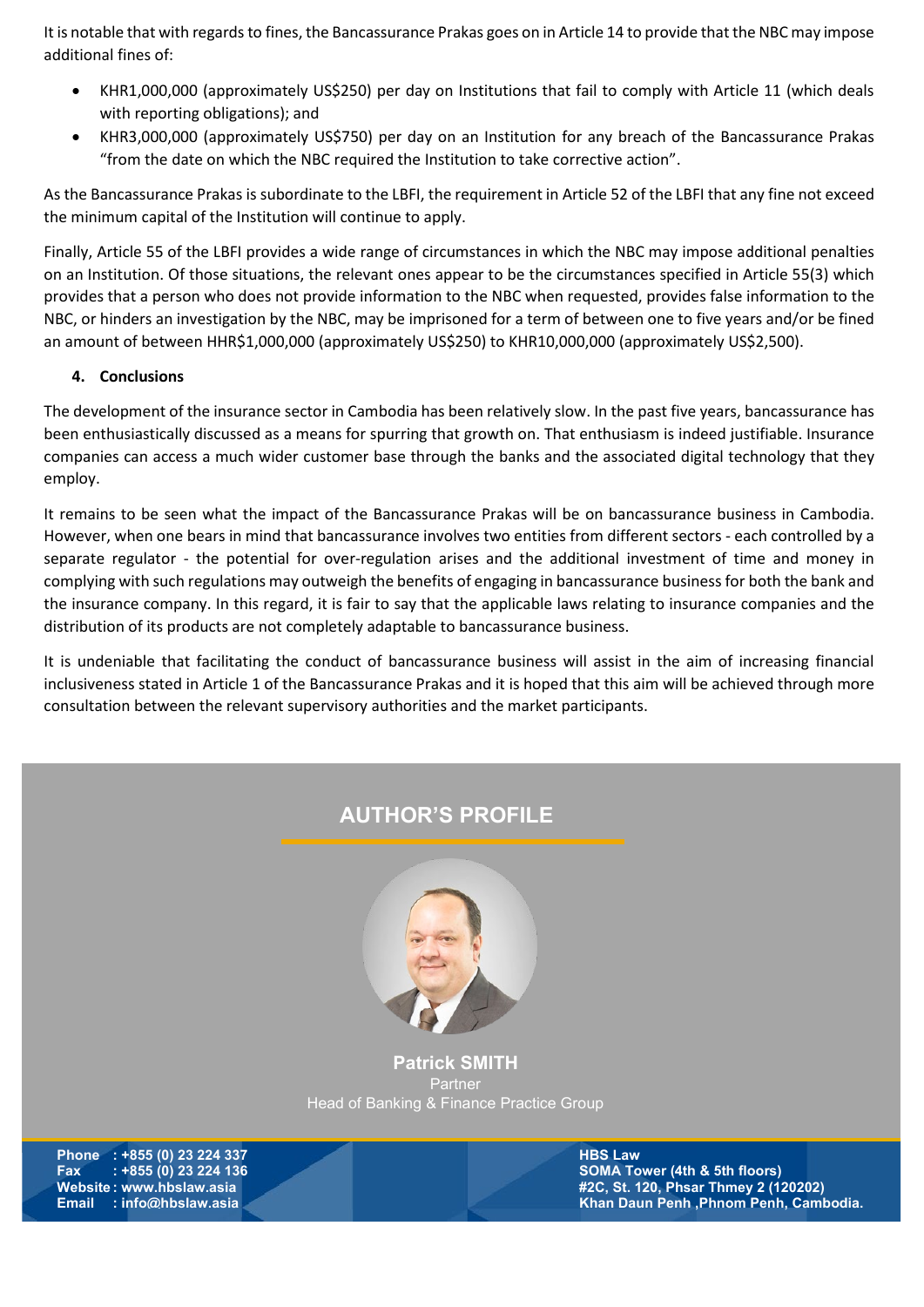It is notable that with regards to fines, the Bancassurance Prakas goes on in Article 14 to provide that the NBC may impose additional fines of:

- KHR1,000,000 (approximately US$250) per day on Institutions that fail to comply with Article 11 (which deals with reporting obligations); and
- KHR3,000,000 (approximately US$750) per day on an Institution for any breach of the Bancassurance Prakas "from the date on which the NBC required the Institution to take corrective action".

As the Bancassurance Prakas is subordinate to the LBFI, the requirement in Article 52 of the LBFI that any fine not exceed the minimum capital of the Institution will continue to apply.

Finally, Article 55 of the LBFI provides a wide range of circumstances in which the NBC may impose additional penalties on an Institution. Of those situations, the relevant ones appear to be the circumstances specified in Article 55(3) which provides that a person who does not provide information to the NBC when requested, provides false information to the NBC, or hinders an investigation by the NBC, may be imprisoned for a term of between one to five years and/or be fined an amount of between HHR$1,000,000 (approximately US$250) to KHR10,000,000 (approximately US$2,500).

## 4. Conclusions

The development of the insurance sector in Cambodia has been relatively slow. In the past five years, bancassurance has been enthusiastically discussed as a means for spurring that growth on. That enthusiasm is indeed justifiable. Insurance companies can access a much wider customer base through the banks and the associated digital technology that they employ.

It remains to be seen what the impact of the Bancassurance Prakas will be on bancassurance business in Cambodia. However, when one bears in mind that bancassurance involves two entities from different sectors - each controlled by a separate regulator - the potential for over-regulation arises and the additional investment of time and money in complying with such regulations may outweigh the benefits of engaging in bancassurance business for both the bank and the insurance company. In this regard, it is fair to say that the applicable laws relating to insurance companies and the distribution of its products are not completely adaptable to bancassurance business.

It is undeniable that facilitating the conduct of bancassurance business will assist in the aim of increasing financial inclusiveness stated in Article 1 of the Bancassurance Prakas and it is hoped that this aim will be achieved through more consultation between the relevant supervisory authorities and the market participants.

## AUTHOR'S PROFILE

**Patrick SMITH**
Partner
Head of Banking & Finance Practice Group

**Phone** : +855 (0) 23 224 337
**Fax** : +855 (0) 23 224 136
**Website** : www.hbslaw.asia
**Email** : info@hbslaw.asia

**HBS Law**
**SOMA Tower (4th & 5th floors)**
**#2C, St. 120, Phsar Thmey 2 (120202)**
**Khan Daun Penh ,Phnom Penh, Cambodia.**